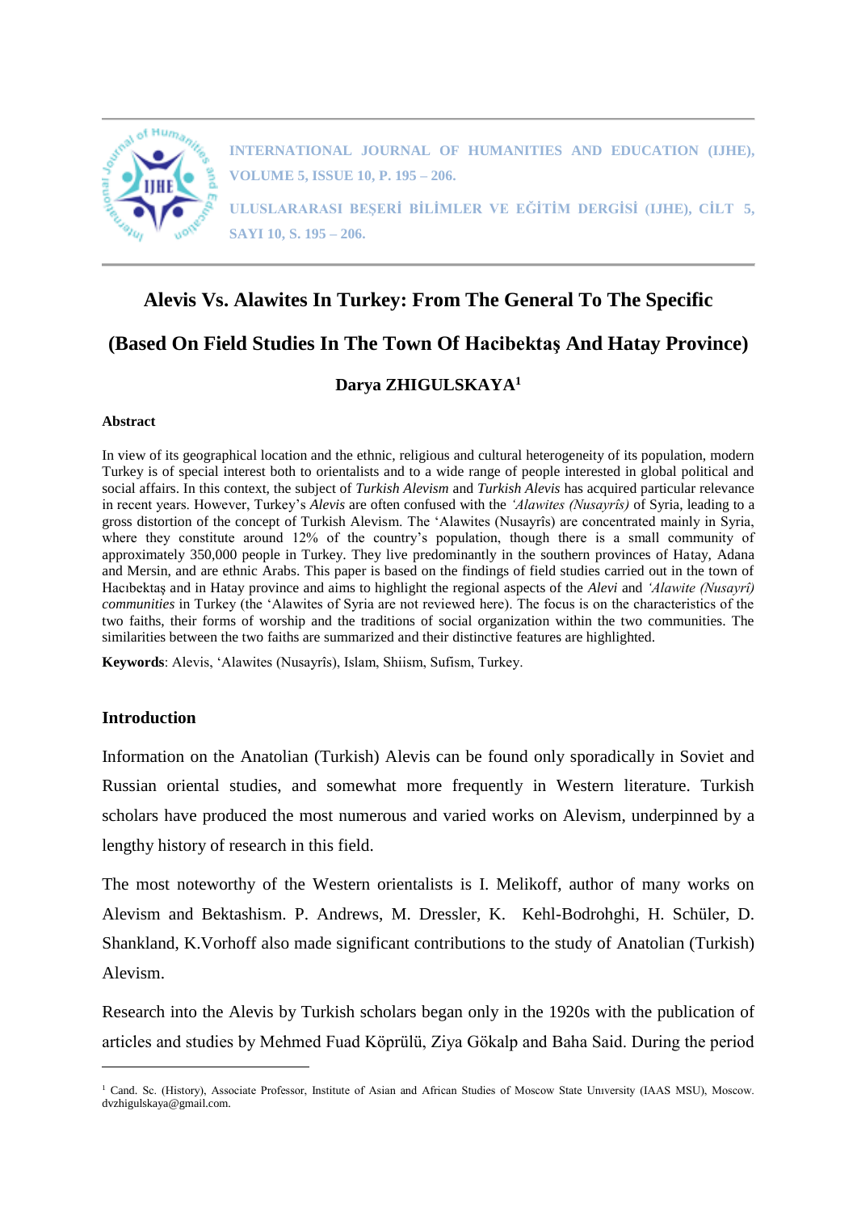# Alevis Vs. Alawites In Turkey: From The General To The Specific

## (Based On Field Studies In The Town Of Hacibektaş And Hatay Province)

**Darya ZHIGULSKAYA**[1]

**Abstract**

In view of its geographical location and the ethnic, religious and cultural heterogeneity of its population, modern Turkey is of special interest both to orientalists and to a wide range of people interested in global political and social affairs. In this context, the subject of *Turkish Alevism* and *Turkish Alevis* has acquired particular relevance in recent years. However, Turkey's *Alevis* are often confused with the *'Alawites (Nusayrîs)* of Syria, leading to a gross distortion of the concept of Turkish Alevism. The 'Alawites (Nusayrîs) are concentrated mainly in Syria, where they constitute around 12% of the country's population, though there is a small community of approximately 350,000 people in Turkey. They live predominantly in the southern provinces of Hatay, Adana and Mersin, and are ethnic Arabs. This paper is based on the findings of field studies carried out in the town of Hacıbektaş and in Hatay province and aims to highlight the regional aspects of the *Alevi* and *'Alawite (Nusayrî) communities* in Turkey (the 'Alawites of Syria are not reviewed here). The focus is on the characteristics of the two faiths, their forms of worship and the traditions of social organization within the two communities. The similarities between the two faiths are summarized and their distinctive features are highlighted.

**Keywords**: Alevis, 'Alawites (Nusayrîs), Islam, Shiism, Sufism, Turkey.

## Introduction

Information on the Anatolian (Turkish) Alevis can be found only sporadically in Soviet and Russian oriental studies, and somewhat more frequently in Western literature. Turkish scholars have produced the most numerous and varied works on Alevism, underpinned by a lengthy history of research in this field.

The most noteworthy of the Western orientalists is I. Melikoff, author of many works on Alevism and Bektashism. P. Andrews, M. Dressler, K. Kehl-Bodrohghi, H. Schüler, D. Shankland, K.Vorhoff also made significant contributions to the study of Anatolian (Turkish) Alevism.

Research into the Alevis by Turkish scholars began only in the 1920s with the publication of articles and studies by Mehmed Fuad Köprülü, Ziya Gökalp and Baha Said. During the period

[1] Cand. Sc. (History), Associate Professor, Institute of Asian and African Studies of Moscow State Unıversity (IAAS MSU), Moscow. dvzhigulskaya@gmail.com.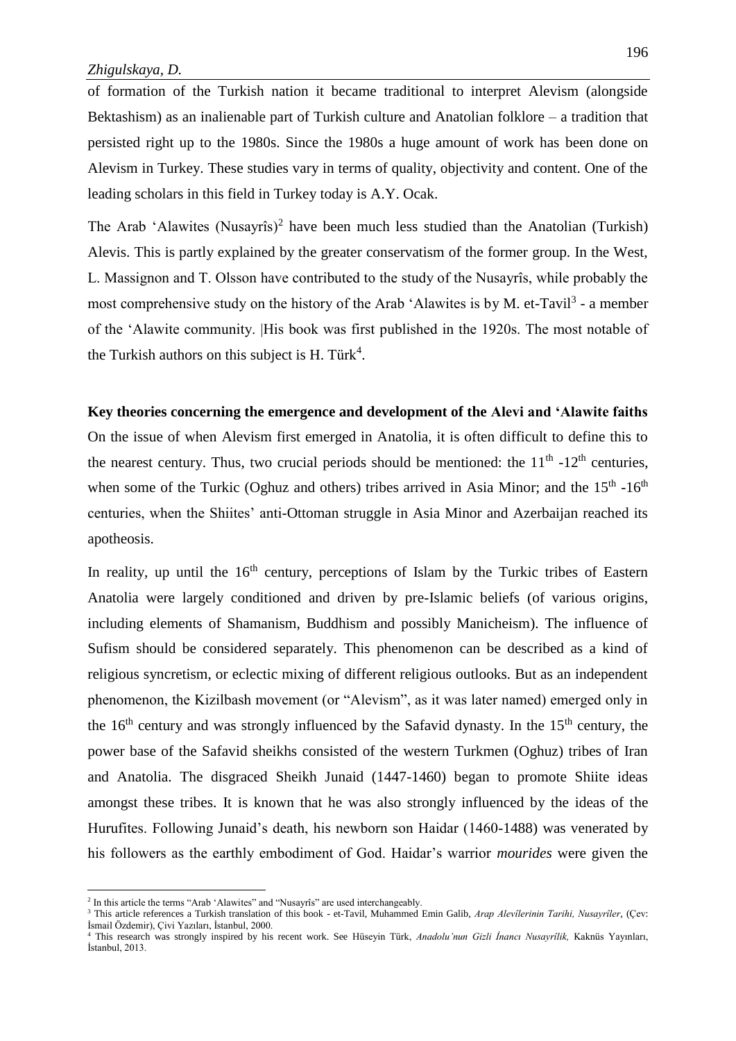of formation of the Turkish nation it became traditional to interpret Alevism (alongside Bektashism) as an inalienable part of Turkish culture and Anatolian folklore – a tradition that persisted right up to the 1980s. Since the 1980s a huge amount of work has been done on Alevism in Turkey. These studies vary in terms of quality, objectivity and content. One of the leading scholars in this field in Turkey today is A.Y. Ocak.

The Arab 'Alawites (Nusayrîs)[2] have been much less studied than the Anatolian (Turkish) Alevis. This is partly explained by the greater conservatism of the former group. In the West, L. Massignon and T. Olsson have contributed to the study of the Nusayrîs, while probably the most comprehensive study on the history of the Arab 'Alawites is by M. et-Tavil[3] - a member of the 'Alawite community. |His book was first published in the 1920s. The most notable of the Turkish authors on this subject is H. Türk[4].

**Key theories concerning the emergence and development of the Alevi and 'Alawite faiths**

On the issue of when Alevism first emerged in Anatolia, it is often difficult to define this to the nearest century. Thus, two crucial periods should be mentioned: the 11th -12th centuries, when some of the Turkic (Oghuz and others) tribes arrived in Asia Minor; and the 15th -16th centuries, when the Shiites' anti-Ottoman struggle in Asia Minor and Azerbaijan reached its apotheosis.

In reality, up until the 16th century, perceptions of Islam by the Turkic tribes of Eastern Anatolia were largely conditioned and driven by pre-Islamic beliefs (of various origins, including elements of Shamanism, Buddhism and possibly Manicheism). The influence of Sufism should be considered separately. This phenomenon can be described as a kind of religious syncretism, or eclectic mixing of different religious outlooks. But as an independent phenomenon, the Kizilbash movement (or "Alevism", as it was later named) emerged only in the 16th century and was strongly influenced by the Safavid dynasty. In the 15th century, the power base of the Safavid sheikhs consisted of the western Turkmen (Oghuz) tribes of Iran and Anatolia. The disgraced Sheikh Junaid (1447-1460) began to promote Shiite ideas amongst these tribes. It is known that he was also strongly influenced by the ideas of the Hurufites. Following Junaid's death, his newborn son Haidar (1460-1488) was venerated by his followers as the earthly embodiment of God. Haidar's warrior *mourides* were given the

---

[2] In this article the terms "Arab 'Alawites" and "Nusayrîs" are used interchangeably.

[3] This article references a Turkish translation of this book - et-Tavil, Muhammed Emin Galib, *Arap Alevîlerinin Tarihi, Nusayrîler*, (Çev: İsmail Özdemir), Çivi Yazıları, İstanbul, 2000.

[4] This research was strongly inspired by his recent work. See Hüseyin Türk, *Anadolu'nun Gizli İnancı Nusayrîlik,* Kaknüs Yayınları, İstanbul, 2013.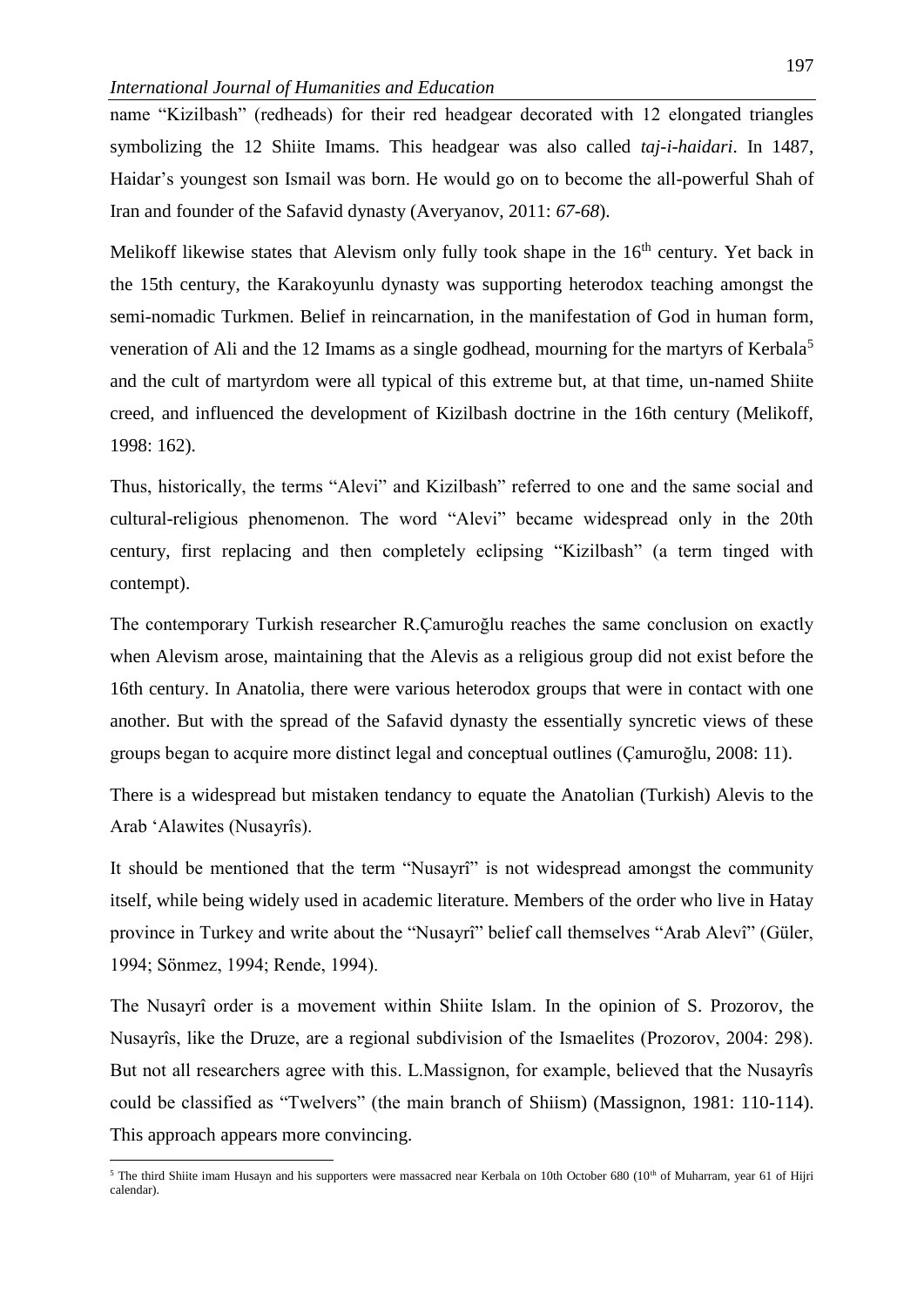name "Kizilbash" (redheads) for their red headgear decorated with 12 elongated triangles symbolizing the 12 Shiite Imams. This headgear was also called *taj-i-haidari*. In 1487, Haidar's youngest son Ismail was born. He would go on to become the all-powerful Shah of Iran and founder of the Safavid dynasty (Averyanov, 2011: *67-68*).

Melikoff likewise states that Alevism only fully took shape in the 16th century. Yet back in the 15th century, the Karakoyunlu dynasty was supporting heterodox teaching amongst the semi-nomadic Turkmen. Belief in reincarnation, in the manifestation of God in human form, veneration of Ali and the 12 Imams as a single godhead, mourning for the martyrs of Kerbala[5] and the cult of martyrdom were all typical of this extreme but, at that time, un-named Shiite creed, and influenced the development of Kizilbash doctrine in the 16th century (Melikoff, 1998: 162).

Thus, historically, the terms "Alevi" and Kizilbash" referred to one and the same social and cultural-religious phenomenon. The word "Alevi" became widespread only in the 20th century, first replacing and then completely eclipsing "Kizilbash" (a term tinged with contempt).

The contemporary Turkish researcher R.Çamuroğlu reaches the same conclusion on exactly when Alevism arose, maintaining that the Alevis as a religious group did not exist before the 16th century. In Anatolia, there were various heterodox groups that were in contact with one another. But with the spread of the Safavid dynasty the essentially syncretic views of these groups began to acquire more distinct legal and conceptual outlines (Çamuroğlu, 2008: 11).

There is a widespread but mistaken tendancy to equate the Anatolian (Turkish) Alevis to the Arab 'Alawites (Nusayrîs).

It should be mentioned that the term "Nusayrî" is not widespread amongst the community itself, while being widely used in academic literature. Members of the order who live in Hatay province in Turkey and write about the "Nusayrî" belief call themselves "Arab Alevî" (Güler, 1994; Sönmez, 1994; Rende, 1994).

The Nusayrî order is a movement within Shiite Islam. In the opinion of S. Prozorov, the Nusayrîs, like the Druze, are a regional subdivision of the Ismaelites (Prozorov, 2004: 298). But not all researchers agree with this. L.Massignon, for example, believed that the Nusayrîs could be classified as "Twelvers" (the main branch of Shiism) (Massignon, 1981: 110-114). This approach appears more convincing.

---

[5] The third Shiite imam Husayn and his supporters were massacred near Kerbala on 10th October 680 (10th of Muharram, year 61 of Hijri calendar).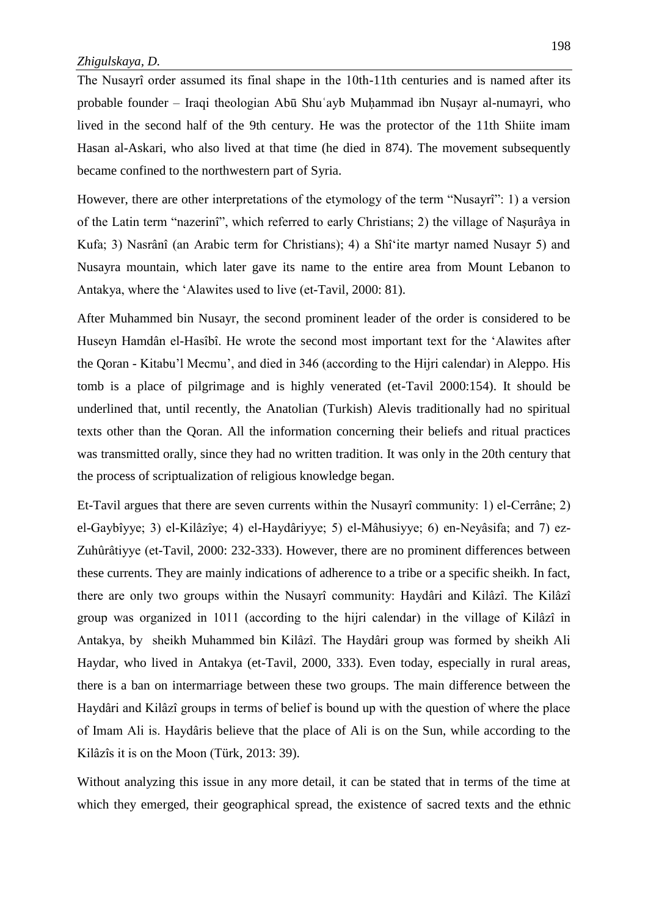The Nusayrî order assumed its final shape in the 10th-11th centuries and is named after its probable founder – Iraqi theologian Abū Shuʿayb Muḥammad ibn Nuṣayr al-numayri, who lived in the second half of the 9th century. He was the protector of the 11th Shiite imam Hasan al-Askari, who also lived at that time (he died in 874). The movement subsequently became confined to the northwestern part of Syria.

However, there are other interpretations of the etymology of the term "Nusayrî": 1) a version of the Latin term "nazerinî", which referred to early Christians; 2) the village of Naşurâya in Kufa; 3) Nasrânî (an Arabic term for Christians); 4) a Shî'ite martyr named Nusayr 5) and Nusayra mountain, which later gave its name to the entire area from Mount Lebanon to Antakya, where the 'Alawites used to live (et-Tavil, 2000: 81).

After Muhammed bin Nusayr, the second prominent leader of the order is considered to be Huseyn Hamdân el-Hasîbî. He wrote the second most important text for the 'Alawites after the Qoran - Kitabu'l Mecmu', and died in 346 (according to the Hijri calendar) in Aleppo. His tomb is a place of pilgrimage and is highly venerated (et-Tavil 2000:154). It should be underlined that, until recently, the Anatolian (Turkish) Alevis traditionally had no spiritual texts other than the Qoran. All the information concerning their beliefs and ritual practices was transmitted orally, since they had no written tradition. It was only in the 20th century that the process of scriptualization of religious knowledge began.

Et-Tavil argues that there are seven currents within the Nusayrî community: 1) el-Cerrâne; 2) el-Gaybîyye; 3) el-Kilâzîye; 4) el-Haydâriyye; 5) el-Mâhusiyye; 6) en-Neyâsifa; and 7) ez-Zuhûrâtiyye (et-Tavil, 2000: 232-333). However, there are no prominent differences between these currents. They are mainly indications of adherence to a tribe or a specific sheikh. In fact, there are only two groups within the Nusayrî community: Haydâri and Kilâzî. The Kilâzî group was organized in 1011 (according to the hijri calendar) in the village of Kilâzî in Antakya, by sheikh Muhammed bin Kilâzî. The Haydâri group was formed by sheikh Ali Haydar, who lived in Antakya (et-Tavil, 2000, 333). Even today, especially in rural areas, there is a ban on intermarriage between these two groups. The main difference between the Haydâri and Kilâzî groups in terms of belief is bound up with the question of where the place of Imam Ali is. Haydâris believe that the place of Ali is on the Sun, while according to the Kilâzîs it is on the Moon (Türk, 2013: 39).

Without analyzing this issue in any more detail, it can be stated that in terms of the time at which they emerged, their geographical spread, the existence of sacred texts and the ethnic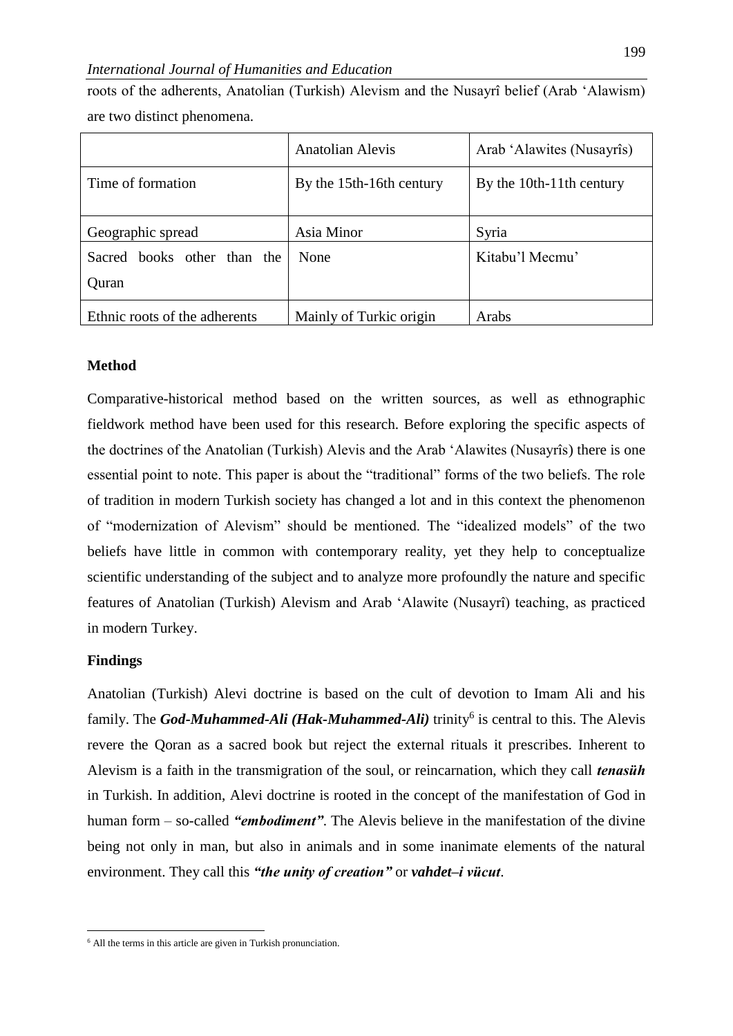roots of the adherents, Anatolian (Turkish) Alevism and the Nusayrî belief (Arab ‘Alawism) are two distinct phenomena.

| | Anatolian Alevis | Arab ‘Alawites (Nusayrîs) |
|---|---|---|
| Time of formation | By the 15th-16th century | By the 10th-11th century |
| Geographic spread | Asia Minor | Syria |
| Sacred books other than the Quran | None | Kitabu’l Mecmu’ |
| Ethnic roots of the adherents | Mainly of Turkic origin | Arabs |

**Method**

Comparative-historical method based on the written sources, as well as ethnographic fieldwork method have been used for this research. Before exploring the specific aspects of the doctrines of the Anatolian (Turkish) Alevis and the Arab ‘Alawites (Nusayrîs) there is one essential point to note. This paper is about the “traditional” forms of the two beliefs. The role of tradition in modern Turkish society has changed a lot and in this context the phenomenon of “modernization of Alevism” should be mentioned. The “idealized models” of the two beliefs have little in common with contemporary reality, yet they help to conceptualize scientific understanding of the subject and to analyze more profoundly the nature and specific features of Anatolian (Turkish) Alevism and Arab ‘Alawite (Nusayrî) teaching, as practiced in modern Turkey.

**Findings**

Anatolian (Turkish) Alevi doctrine is based on the cult of devotion to Imam Ali and his family. The ***God-Muhammed-Ali (Hak-Muhammed-Ali)*** trinity[6] is central to this. The Alevis revere the Qoran as a sacred book but reject the external rituals it prescribes. Inherent to Alevism is a faith in the transmigration of the soul, or reincarnation, which they call ***tenasüh*** in Turkish. In addition, Alevi doctrine is rooted in the concept of the manifestation of God in human form – so-called ***“embodiment”***. The Alevis believe in the manifestation of the divine being not only in man, but also in animals and in some inanimate elements of the natural environment. They call this ***“the unity of creation”*** or ***vahdet–i vücut***.

[6] All the terms in this article are given in Turkish pronunciation.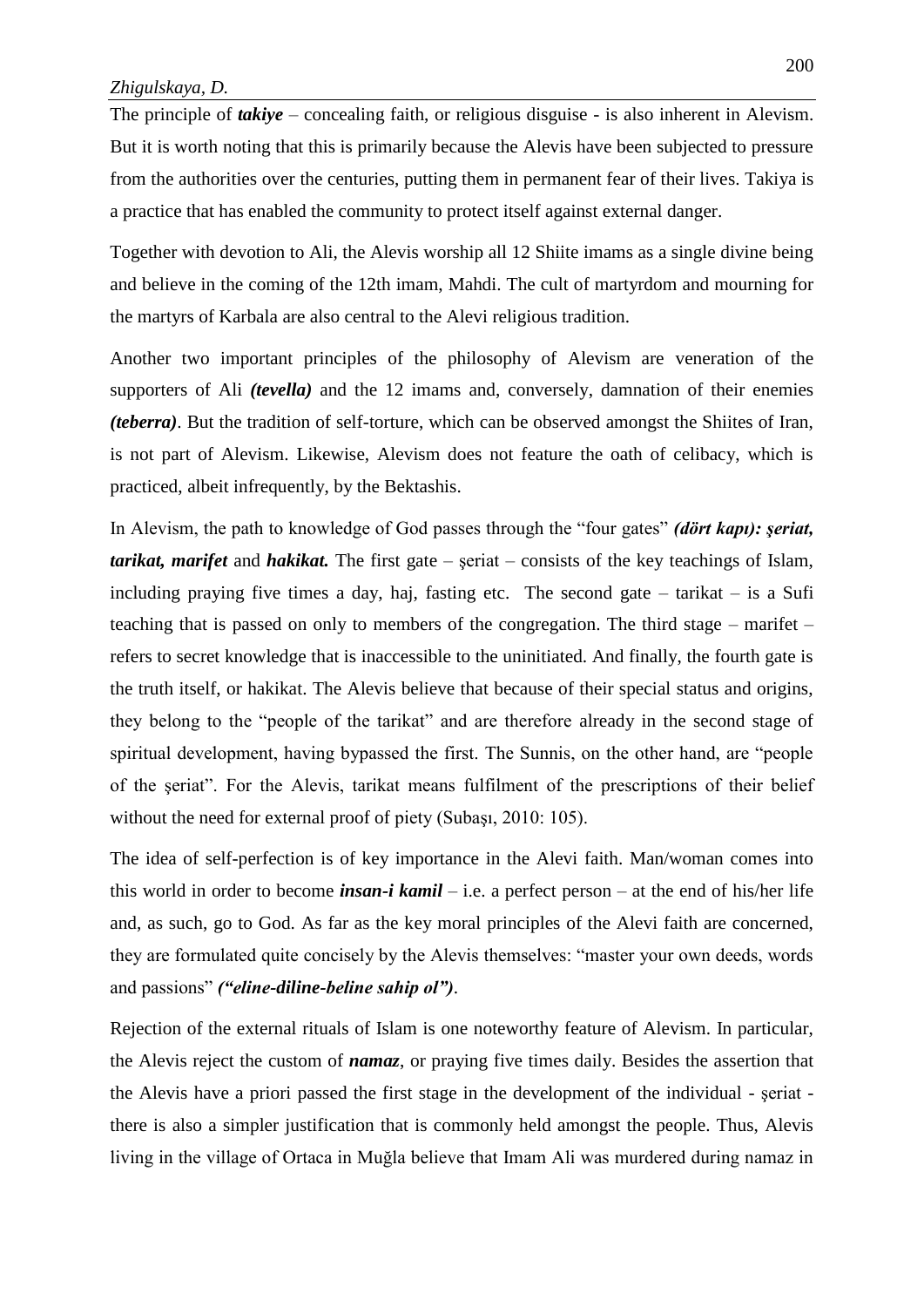The principle of ***takiye*** – concealing faith, or religious disguise - is also inherent in Alevism. But it is worth noting that this is primarily because the Alevis have been subjected to pressure from the authorities over the centuries, putting them in permanent fear of their lives. Takiya is a practice that has enabled the community to protect itself against external danger.

Together with devotion to Ali, the Alevis worship all 12 Shiite imams as a single divine being and believe in the coming of the 12th imam, Mahdi. The cult of martyrdom and mourning for the martyrs of Karbala are also central to the Alevi religious tradition.

Another two important principles of the philosophy of Alevism are veneration of the supporters of Ali ***(tevella)*** and the 12 imams and, conversely, damnation of their enemies ***(teberra)***. But the tradition of self-torture, which can be observed amongst the Shiites of Iran, is not part of Alevism. Likewise, Alevism does not feature the oath of celibacy, which is practiced, albeit infrequently, by the Bektashis.

In Alevism, the path to knowledge of God passes through the "four gates" ***(dört kapı): şeriat, tarikat, marifet*** and ***hakikat.*** The first gate – şeriat – consists of the key teachings of Islam, including praying five times a day, haj, fasting etc. The second gate – tarikat – is a Sufi teaching that is passed on only to members of the congregation. The third stage – marifet – refers to secret knowledge that is inaccessible to the uninitiated. And finally, the fourth gate is the truth itself, or hakikat. The Alevis believe that because of their special status and origins, they belong to the "people of the tarikat" and are therefore already in the second stage of spiritual development, having bypassed the first. The Sunnis, on the other hand, are "people of the şeriat". For the Alevis, tarikat means fulfilment of the prescriptions of their belief without the need for external proof of piety (Subaşı, 2010: 105).

The idea of self-perfection is of key importance in the Alevi faith. Man/woman comes into this world in order to become ***insan-i kamil*** – i.e. a perfect person – at the end of his/her life and, as such, go to God. As far as the key moral principles of the Alevi faith are concerned, they are formulated quite concisely by the Alevis themselves: "master your own deeds, words and passions" ***("eline-diline-beline sahip ol")***.

Rejection of the external rituals of Islam is one noteworthy feature of Alevism. In particular, the Alevis reject the custom of ***namaz***, or praying five times daily. Besides the assertion that the Alevis have a priori passed the first stage in the development of the individual - şeriat - there is also a simpler justification that is commonly held amongst the people. Thus, Alevis living in the village of Ortaca in Muğla believe that Imam Ali was murdered during namaz in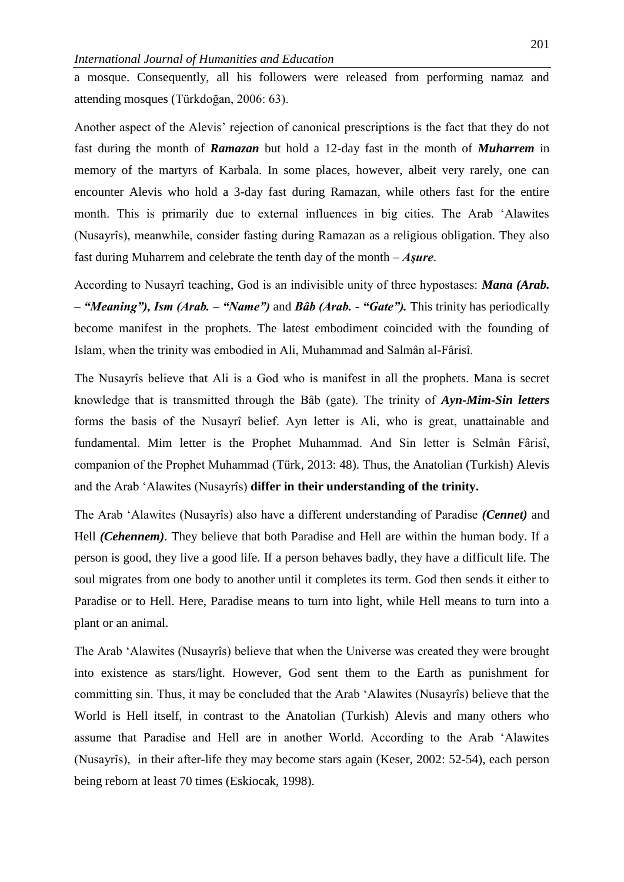a mosque. Consequently, all his followers were released from performing namaz and attending mosques (Türkdoğan, 2006: 63).

Another aspect of the Alevis' rejection of canonical prescriptions is the fact that they do not fast during the month of ***Ramazan*** but hold a 12-day fast in the month of ***Muharrem*** in memory of the martyrs of Karbala. In some places, however, albeit very rarely, one can encounter Alevis who hold a 3-day fast during Ramazan, while others fast for the entire month. This is primarily due to external influences in big cities. The Arab 'Alawites (Nusayrîs), meanwhile, consider fasting during Ramazan as a religious obligation. They also fast during Muharrem and celebrate the tenth day of the month – ***Aşure***.

According to Nusayrî teaching, God is an indivisible unity of three hypostases: ***Mana (Arab. – "Meaning"), Ism (Arab. – "Name")*** and ***Bâb (Arab. - "Gate").*** This trinity has periodically become manifest in the prophets. The latest embodiment coincided with the founding of Islam, when the trinity was embodied in Ali, Muhammad and Salmân al-Fârisî.

The Nusayrîs believe that Ali is a God who is manifest in all the prophets. Mana is secret knowledge that is transmitted through the Bâb (gate). The trinity of ***Ayn-Mim-Sin letters*** forms the basis of the Nusayrî belief. Ayn letter is Ali, who is great, unattainable and fundamental. Mim letter is the Prophet Muhammad. And Sin letter is Selmân Fârisî, companion of the Prophet Muhammad (Türk, 2013: 48). Thus, the Anatolian (Turkish) Alevis and the Arab 'Alawites (Nusayrîs) **differ in their understanding of the trinity.**

The Arab 'Alawites (Nusayrîs) also have a different understanding of Paradise ***(Cennet)*** and Hell ***(Cehennem)***. They believe that both Paradise and Hell are within the human body. If a person is good, they live a good life. If a person behaves badly, they have a difficult life. The soul migrates from one body to another until it completes its term. God then sends it either to Paradise or to Hell. Here, Paradise means to turn into light, while Hell means to turn into a plant or an animal.

The Arab 'Alawites (Nusayrîs) believe that when the Universe was created they were brought into existence as stars/light. However, God sent them to the Earth as punishment for committing sin. Thus, it may be concluded that the Arab 'Alawites (Nusayrîs) believe that the World is Hell itself, in contrast to the Anatolian (Turkish) Alevis and many others who assume that Paradise and Hell are in another World. According to the Arab 'Alawites (Nusayrîs), in their after-life they may become stars again (Keser, 2002: 52-54), each person being reborn at least 70 times (Eskiocak, 1998).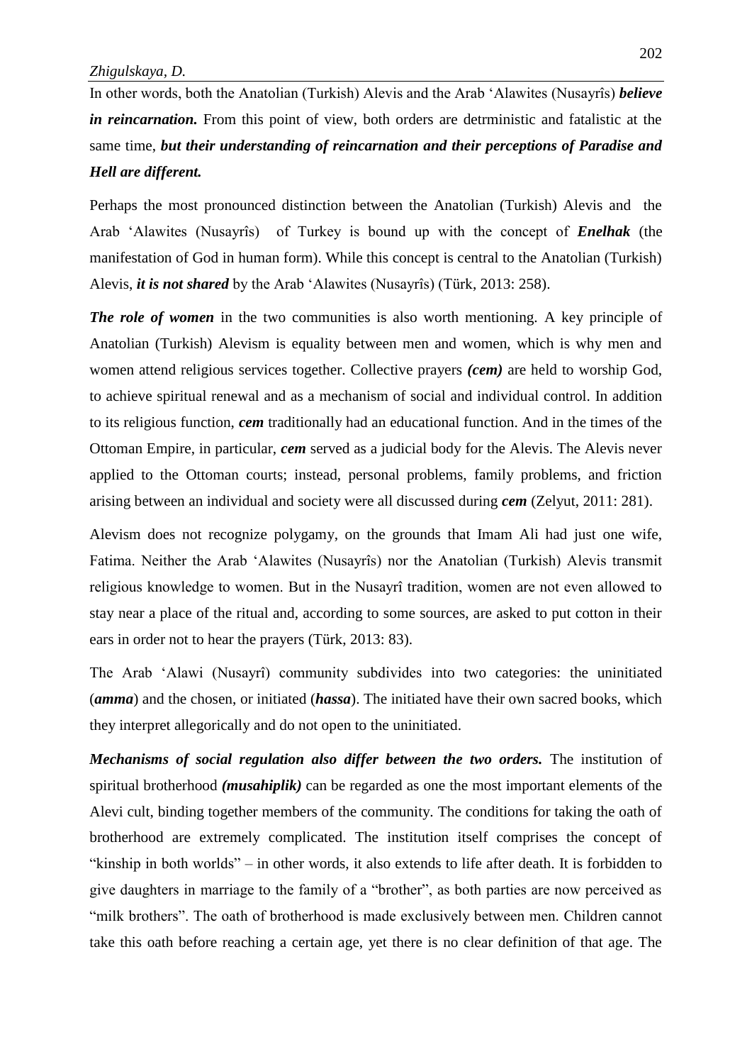In other words, both the Anatolian (Turkish) Alevis and the Arab 'Alawites (Nusayrîs) ***believe in reincarnation.*** From this point of view, both orders are detrministic and fatalistic at the same time, ***but their understanding of reincarnation and their perceptions of Paradise and Hell are different.***

Perhaps the most pronounced distinction between the Anatolian (Turkish) Alevis and the Arab 'Alawites (Nusayrîs) of Turkey is bound up with the concept of ***Enelhak*** (the manifestation of God in human form). While this concept is central to the Anatolian (Turkish) Alevis, ***it is not shared*** by the Arab 'Alawites (Nusayrîs) (Türk, 2013: 258).

***The role of women*** in the two communities is also worth mentioning. A key principle of Anatolian (Turkish) Alevism is equality between men and women, which is why men and women attend religious services together. Collective prayers ***(cem)*** are held to worship God, to achieve spiritual renewal and as a mechanism of social and individual control. In addition to its religious function, ***cem*** traditionally had an educational function. And in the times of the Ottoman Empire, in particular, ***cem*** served as a judicial body for the Alevis. The Alevis never applied to the Ottoman courts; instead, personal problems, family problems, and friction arising between an individual and society were all discussed during ***cem*** (Zelyut, 2011: 281).

Alevism does not recognize polygamy, on the grounds that Imam Ali had just one wife, Fatima. Neither the Arab 'Alawites (Nusayrîs) nor the Anatolian (Turkish) Alevis transmit religious knowledge to women. But in the Nusayrî tradition, women are not even allowed to stay near a place of the ritual and, according to some sources, are asked to put cotton in their ears in order not to hear the prayers (Türk, 2013: 83).

The Arab 'Alawi (Nusayrî) community subdivides into two categories: the uninitiated (***amma***) and the chosen, or initiated (***hassa***). The initiated have their own sacred books, which they interpret allegorically and do not open to the uninitiated.

***Mechanisms of social regulation also differ between the two orders.*** The institution of spiritual brotherhood ***(musahiplik)*** can be regarded as one the most important elements of the Alevi cult, binding together members of the community. The conditions for taking the oath of brotherhood are extremely complicated. The institution itself comprises the concept of "kinship in both worlds" – in other words, it also extends to life after death. It is forbidden to give daughters in marriage to the family of a "brother", as both parties are now perceived as "milk brothers". The oath of brotherhood is made exclusively between men. Children cannot take this oath before reaching a certain age, yet there is no clear definition of that age. The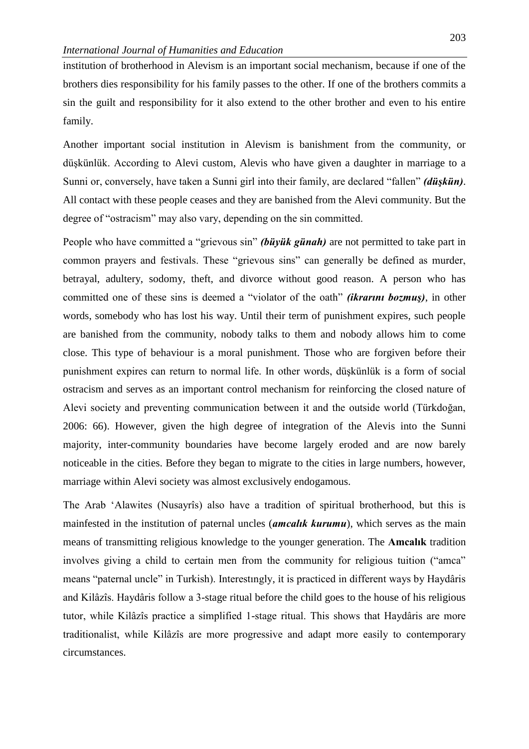institution of brotherhood in Alevism is an important social mechanism, because if one of the brothers dies responsibility for his family passes to the other. If one of the brothers commits a sin the guilt and responsibility for it also extend to the other brother and even to his entire family.

Another important social institution in Alevism is banishment from the community, or düşkünlük. According to Alevi custom, Alevis who have given a daughter in marriage to a Sunni or, conversely, have taken a Sunni girl into their family, are declared "fallen" ***(düşkün)***. All contact with these people ceases and they are banished from the Alevi community. But the degree of "ostracism" may also vary, depending on the sin committed.

People who have committed a "grievous sin" ***(büyük günah)*** are not permitted to take part in common prayers and festivals. These "grievous sins" can generally be defined as murder, betrayal, adultery, sodomy, theft, and divorce without good reason. A person who has committed one of these sins is deemed a "violator of the oath" ***(ikrarını bozmuş)***, in other words, somebody who has lost his way. Until their term of punishment expires, such people are banished from the community, nobody talks to them and nobody allows him to come close. This type of behaviour is a moral punishment. Those who are forgiven before their punishment expires can return to normal life. In other words, düşkünlük is a form of social ostracism and serves as an important control mechanism for reinforcing the closed nature of Alevi society and preventing communication between it and the outside world (Türkdoğan, 2006: 66). However, given the high degree of integration of the Alevis into the Sunni majority, inter-community boundaries have become largely eroded and are now barely noticeable in the cities. Before they began to migrate to the cities in large numbers, however, marriage within Alevi society was almost exclusively endogamous.

The Arab 'Alawites (Nusayrîs) also have a tradition of spiritual brotherhood, but this is mainfested in the institution of paternal uncles (***amcalık kurumu***), which serves as the main means of transmitting religious knowledge to the younger generation. The **Amcalık** tradition involves giving a child to certain men from the community for religious tuition ("amca" means "paternal uncle" in Turkish). Interestıngly, it is practiced in different ways by Haydâris and Kilâzîs. Haydâris follow a 3-stage ritual before the child goes to the house of his religious tutor, while Kilâzîs practice a simplified 1-stage ritual. This shows that Haydâris are more traditionalist, while Kilâzîs are more progressive and adapt more easily to contemporary circumstances.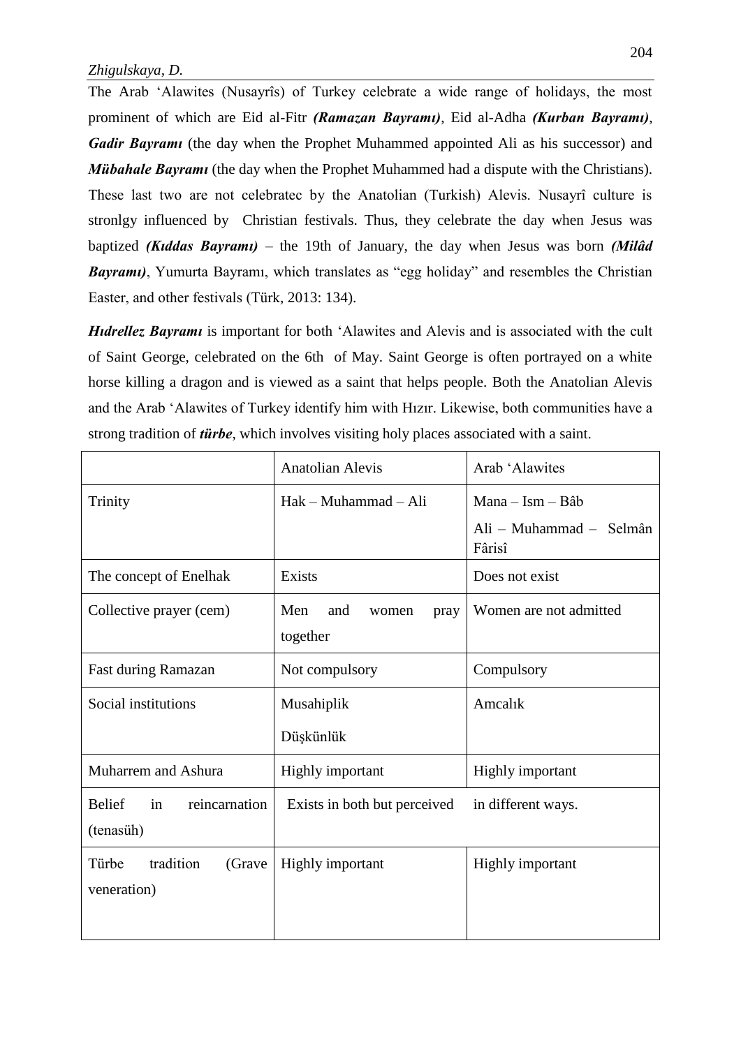The Arab ʻAlawites (Nusayrîs) of Turkey celebrate a wide range of holidays, the most prominent of which are Eid al-Fitr ***(Ramazan Bayramı)***, Eid al-Adha ***(Kurban Bayramı)***, ***Gadir Bayramı*** (the day when the Prophet Muhammed appointed Ali as his successor) and ***Mübahale Bayramı*** (the day when the Prophet Muhammed had a dispute with the Christians). These last two are not celebratec by the Anatolian (Turkish) Alevis. Nusayrî culture is stronlgy influenced by Christian festivals. Thus, they celebrate the day when Jesus was baptized ***(Kıddas Bayramı)*** – the 19th of January, the day when Jesus was born ***(Milâd Bayramı)***, Yumurta Bayramı, which translates as "egg holiday" and resembles the Christian Easter, and other festivals (Türk, 2013: 134).

***Hıdrellez Bayramı*** is important for both ʻAlawites and Alevis and is associated with the cult of Saint George, celebrated on the 6th of May. Saint George is often portrayed on a white horse killing a dragon and is viewed as a saint that helps people. Both the Anatolian Alevis and the Arab ʻAlawites of Turkey identify him with Hızır. Likewise, both communities have a strong tradition of ***türbe***, which involves visiting holy places associated with a saint.

| | Anatolian Alevis | Arab ʻAlawites |
|---|---|---|
| Trinity | Hak – Muhammad – Ali | Mana – Ism – Bâb<br>Ali – Muhammad – Selmân Fârisî |
| The concept of Enelhak | Exists | Does not exist |
| Collective prayer (cem) | Men and women pray together | Women are not admitted |
| Fast during Ramazan | Not compulsory | Compulsory |
| Social institutions | Musahiplik<br>Düşkünlük | Amcalık |
| Muharrem and Ashura | Highly important | Highly important |
| Belief in reincarnation (tenasüh) | Exists in both but perceived in different ways. | |
| Türbe tradition (Grave veneration) | Highly important | Highly important |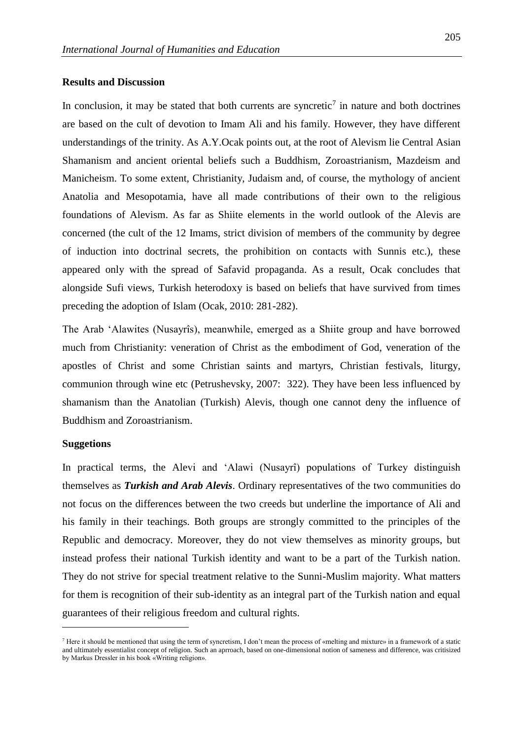## Results and Discussion

In conclusion, it may be stated that both currents are syncretic[7] in nature and both doctrines are based on the cult of devotion to Imam Ali and his family. However, they have different understandings of the trinity. As A.Y.Ocak points out, at the root of Alevism lie Central Asian Shamanism and ancient oriental beliefs such a Buddhism, Zoroastrianism, Mazdeism and Manicheism. To some extent, Christianity, Judaism and, of course, the mythology of ancient Anatolia and Mesopotamia, have all made contributions of their own to the religious foundations of Alevism. As far as Shiite elements in the world outlook of the Alevis are concerned (the cult of the 12 Imams, strict division of members of the community by degree of induction into doctrinal secrets, the prohibition on contacts with Sunnis etc.), these appeared only with the spread of Safavid propaganda. As a result, Ocak concludes that alongside Sufi views, Turkish heterodoxy is based on beliefs that have survived from times preceding the adoption of Islam (Ocak, 2010: 281-282).

The Arab 'Alawites (Nusayrîs), meanwhile, emerged as a Shiite group and have borrowed much from Christianity: veneration of Christ as the embodiment of God, veneration of the apostles of Christ and some Christian saints and martyrs, Christian festivals, liturgy, communion through wine etc (Petrushevsky, 2007: 322). They have been less influenced by shamanism than the Anatolian (Turkish) Alevis, though one cannot deny the influence of Buddhism and Zoroastrianism.

## Suggetions

In practical terms, the Alevi and 'Alawi (Nusayrî) populations of Turkey distinguish themselves as ***Turkish and Arab Alevis***. Ordinary representatives of the two communities do not focus on the differences between the two creeds but underline the importance of Ali and his family in their teachings. Both groups are strongly committed to the principles of the Republic and democracy. Moreover, they do not view themselves as minority groups, but instead profess their national Turkish identity and want to be a part of the Turkish nation. They do not strive for special treatment relative to the Sunni-Muslim majority. What matters for them is recognition of their sub-identity as an integral part of the Turkish nation and equal guarantees of their religious freedom and cultural rights.

---

[7] Here it should be mentioned that using the term of syncretism, I don't mean the process of «melting and mixture» in a framework of a static and ultimately essentialist concept of religion. Such an aprroach, based on one-dimensional notion of sameness and difference, was critisized by Markus Dressler in his book «Writing religion».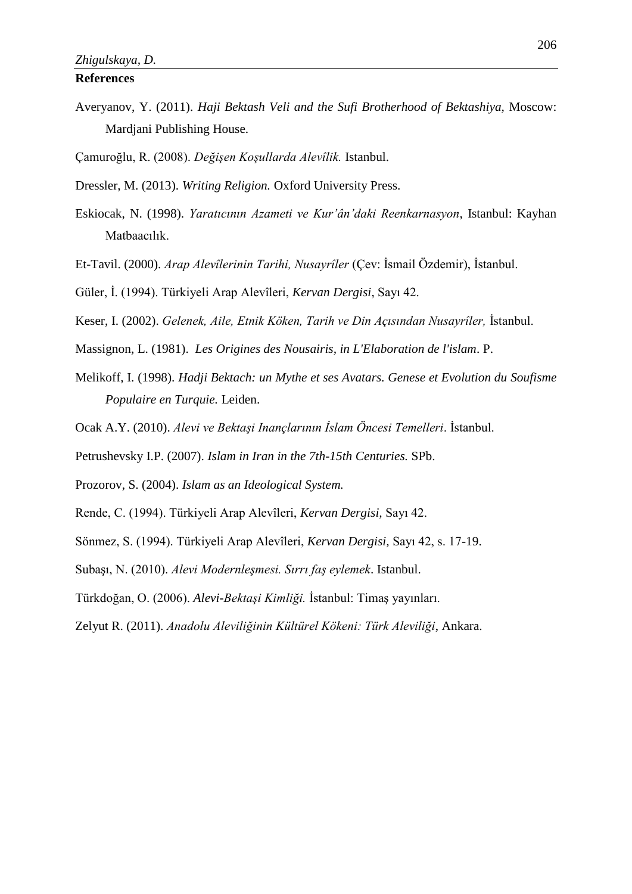**References**

Averyanov, Y. (2011). *Haji Bektash Veli and the Sufi Brotherhood of Bektashiya,* Moscow: Mardjani Publishing House.

Çamuroğlu, R. (2008). *Değişen Koşullarda Alevîlik.* Istanbul.

Dressler, M. (2013). *Writing Religion.* Oxford University Press.

Eskiocak, N. (1998). *Yaratıcının Azameti ve Kur'ân'daki Reenkarnasyon*, Istanbul: Kayhan Matbaacılık.

Et-Tavil. (2000). *Arap Alevîlerinin Tarihi, Nusayrîler* (Çev: İsmail Özdemir), İstanbul.

Güler, İ. (1994). Türkiyeli Arap Alevîleri, *Kervan Dergisi*, Sayı 42.

Keser, I. (2002). *Gelenek, Aile, Etnik Köken, Tarih ve Din Açısından Nusayrîler,* İstanbul.

Massignon, L. (1981). *Les Origines des Nousairis, in L'Elaboration de l'islam*. P.

Melikoff, I. (1998). *Hadji Bektach: un Mythe et ses Avatars. Genese et Evolution du Soufisme Populaire en Turquie.* Leiden.

Ocak A.Y. (2010). *Alevi ve Bektaşi Inançlarının İslam Öncesi Temelleri*. İstanbul.

Petrushevsky I.P. (2007). *Islam in Iran in the 7th-15th Centuries.* SPb.

Prozorov, S. (2004). *Islam as an Ideological System.*

Rende, C. (1994). Türkiyeli Arap Alevîleri, *Kervan Dergisi,* Sayı 42.

Sönmez, S. (1994). Türkiyeli Arap Alevîleri, *Kervan Dergisi,* Sayı 42, s. 17-19.

Subaşı, N. (2010). *Alevi Modernleşmesi. Sırrı faş eylemek*. Istanbul.

Türkdoğan, O. (2006). *Alevi-Bektaşi Kimliği.* İstanbul: Timaş yayınları.

Zelyut R. (2011). *Anadolu Aleviliğinin Kültürel Kökeni: Türk Aleviliği*, Ankara.